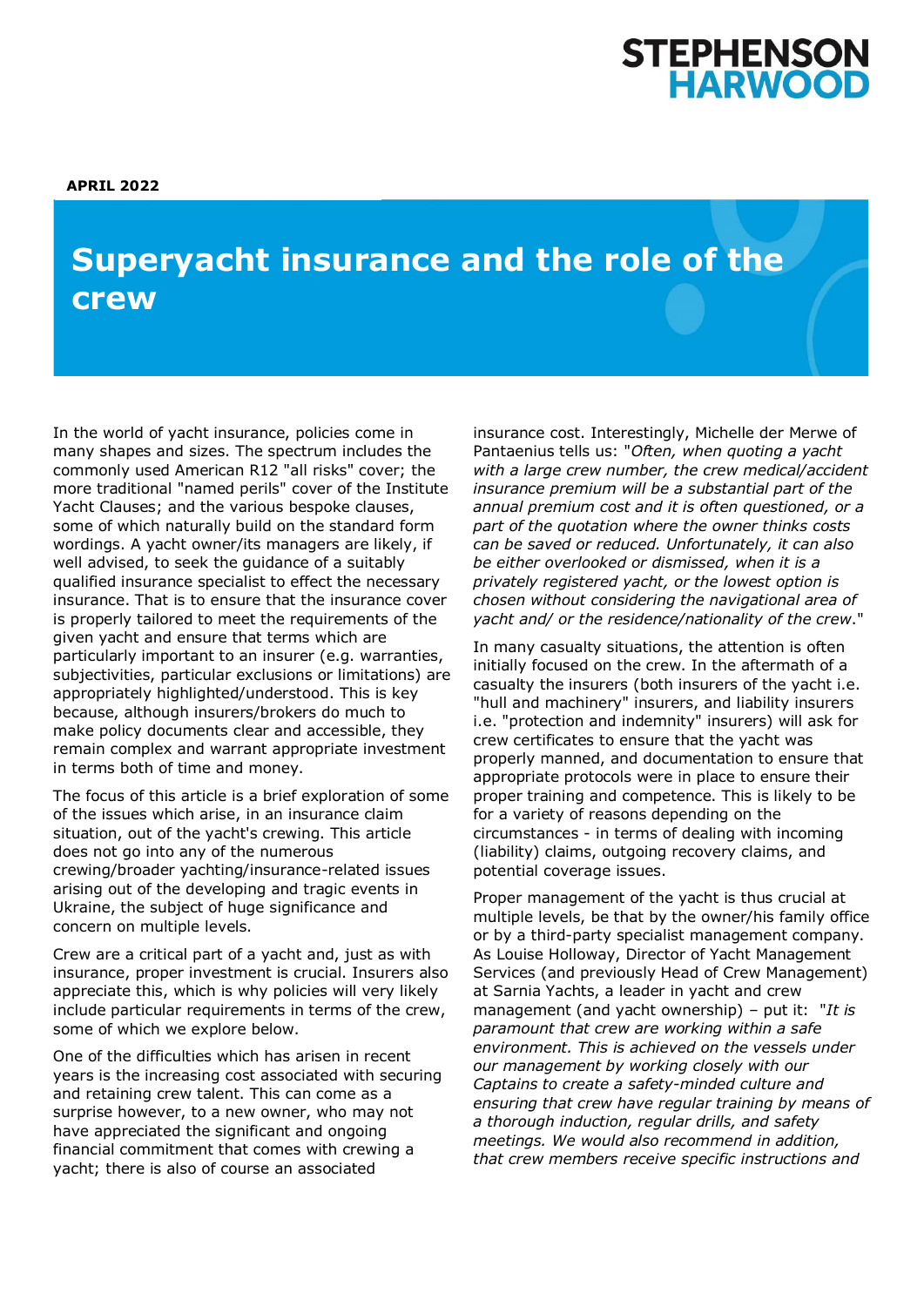STEPHENSON HARWOOD

**APRIL 2022**

# Superyacht insurance and the role of the crew

In the world of yacht insurance, policies come in many shapes and sizes. The spectrum includes the commonly used American R12 "all risks" cover; the more traditional "named perils" cover of the Institute Yacht Clauses; and the various bespoke clauses, some of which naturally build on the standard form wordings. A yacht owner/its managers are likely, if well advised, to seek the guidance of a suitably qualified insurance specialist to effect the necessary insurance. That is to ensure that the insurance cover is properly tailored to meet the requirements of the given yacht and ensure that terms which are particularly important to an insurer (e.g. warranties, subjectivities, particular exclusions or limitations) are appropriately highlighted/understood. This is key because, although insurers/brokers do much to make policy documents clear and accessible, they remain complex and warrant appropriate investment in terms both of time and money.

The focus of this article is a brief exploration of some of the issues which arise, in an insurance claim situation, out of the yacht's crewing. This article does not go into any of the numerous crewing/broader yachting/insurance-related issues arising out of the developing and tragic events in Ukraine, the subject of huge significance and concern on multiple levels.

Crew are a critical part of a yacht and, just as with insurance, proper investment is crucial. Insurers also appreciate this, which is why policies will very likely include particular requirements in terms of the crew, some of which we explore below.

One of the difficulties which has arisen in recent years is the increasing cost associated with securing and retaining crew talent. This can come as a surprise however, to a new owner, who may not have appreciated the significant and ongoing financial commitment that comes with crewing a yacht; there is also of course an associated insurance cost. Interestingly, Michelle der Merwe of Pantaenius tells us: "*Often, when quoting a yacht with a large crew number, the crew medical/accident insurance premium will be a substantial part of the annual premium cost and it is often questioned, or a part of the quotation where the owner thinks costs can be saved or reduced. Unfortunately, it can also be either overlooked or dismissed, when it is a privately registered yacht, or the lowest option is chosen without considering the navigational area of yacht and/ or the residence/nationality of the crew*."

In many casualty situations, the attention is often initially focused on the crew. In the aftermath of a casualty the insurers (both insurers of the yacht i.e. "hull and machinery" insurers, and liability insurers i.e. "protection and indemnity" insurers) will ask for crew certificates to ensure that the yacht was properly manned, and documentation to ensure that appropriate protocols were in place to ensure their proper training and competence. This is likely to be for a variety of reasons depending on the circumstances - in terms of dealing with incoming (liability) claims, outgoing recovery claims, and potential coverage issues.

Proper management of the yacht is thus crucial at multiple levels, be that by the owner/his family office or by a third-party specialist management company. As Louise Holloway, Director of Yacht Management Services (and previously Head of Crew Management) at Sarnia Yachts, a leader in yacht and crew management (and yacht ownership) – put it: "*It is paramount that crew are working within a safe environment. This is achieved on the vessels under our management by working closely with our Captains to create a safety-minded culture and ensuring that crew have regular training by means of a thorough induction, regular drills, and safety meetings. We would also recommend in addition, that crew members receive specific instructions and*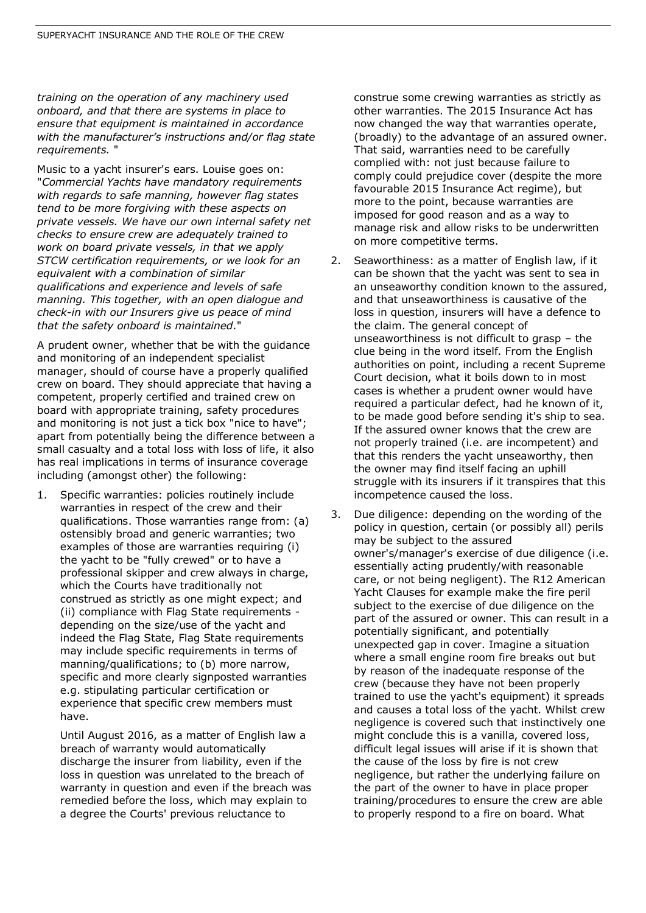*training on the operation of any machinery used onboard, and that there are systems in place to ensure that equipment is maintained in accordance with the manufacturer's instructions and/or flag state requirements.* "

Music to a yacht insurer's ears. Louise goes on: "*Commercial Yachts have mandatory requirements with regards to safe manning, however flag states tend to be more forgiving with these aspects on private vessels. We have our own internal safety net checks to ensure crew are adequately trained to work on board private vessels, in that we apply STCW certification requirements, or we look for an equivalent with a combination of similar qualifications and experience and levels of safe manning. This together, with an open dialogue and check-in with our Insurers give us peace of mind that the safety onboard is maintained*."

A prudent owner, whether that be with the guidance and monitoring of an independent specialist manager, should of course have a properly qualified crew on board. They should appreciate that having a competent, properly certified and trained crew on board with appropriate training, safety procedures and monitoring is not just a tick box "nice to have"; apart from potentially being the difference between a small casualty and a total loss with loss of life, it also has real implications in terms of insurance coverage including (amongst other) the following:

1. Specific warranties: policies routinely include warranties in respect of the crew and their qualifications. Those warranties range from: (a) ostensibly broad and generic warranties; two examples of those are warranties requiring (i) the yacht to be "fully crewed" or to have a professional skipper and crew always in charge, which the Courts have traditionally not construed as strictly as one might expect; and (ii) compliance with Flag State requirements - depending on the size/use of the yacht and indeed the Flag State, Flag State requirements may include specific requirements in terms of manning/qualifications; to (b) more narrow, specific and more clearly signposted warranties e.g. stipulating particular certification or experience that specific crew members must have.

   Until August 2016, as a matter of English law a breach of warranty would automatically discharge the insurer from liability, even if the loss in question was unrelated to the breach of warranty in question and even if the breach was remedied before the loss, which may explain to a degree the Courts' previous reluctance to construe some crewing warranties as strictly as other warranties. The 2015 Insurance Act has now changed the way that warranties operate, (broadly) to the advantage of an assured owner. That said, warranties need to be carefully complied with: not just because failure to comply could prejudice cover (despite the more favourable 2015 Insurance Act regime), but more to the point, because warranties are imposed for good reason and as a way to manage risk and allow risks to be underwritten on more competitive terms.

2. Seaworthiness: as a matter of English law, if it can be shown that the yacht was sent to sea in an unseaworthy condition known to the assured, and that unseaworthiness is causative of the loss in question, insurers will have a defence to the claim. The general concept of unseaworthiness is not difficult to grasp – the clue being in the word itself. From the English authorities on point, including a recent Supreme Court decision, what it boils down to in most cases is whether a prudent owner would have required a particular defect, had he known of it, to be made good before sending it's ship to sea. If the assured owner knows that the crew are not properly trained (i.e. are incompetent) and that this renders the yacht unseaworthy, then the owner may find itself facing an uphill struggle with its insurers if it transpires that this incompetence caused the loss.

3. Due diligence: depending on the wording of the policy in question, certain (or possibly all) perils may be subject to the assured owner's/manager's exercise of due diligence (i.e. essentially acting prudently/with reasonable care, or not being negligent). The R12 American Yacht Clauses for example make the fire peril subject to the exercise of due diligence on the part of the assured or owner. This can result in a potentially significant, and potentially unexpected gap in cover. Imagine a situation where a small engine room fire breaks out but by reason of the inadequate response of the crew (because they have not been properly trained to use the yacht's equipment) it spreads and causes a total loss of the yacht. Whilst crew negligence is covered such that instinctively one might conclude this is a vanilla, covered loss, difficult legal issues will arise if it is shown that the cause of the loss by fire is not crew negligence, but rather the underlying failure on the part of the owner to have in place proper training/procedures to ensure the crew are able to properly respond to a fire on board. What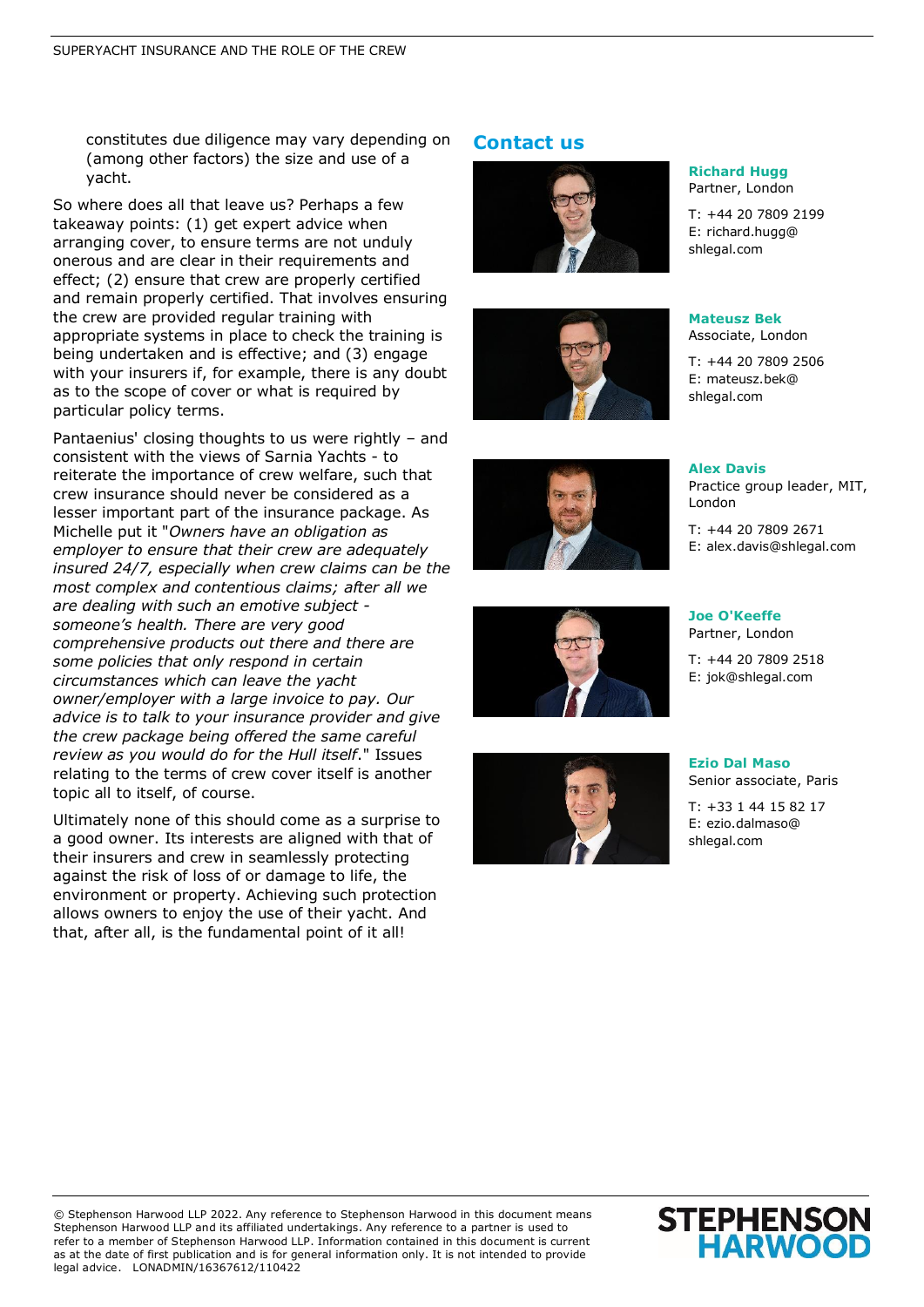constitutes due diligence may vary depending on (among other factors) the size and use of a yacht.

So where does all that leave us? Perhaps a few takeaway points: (1) get expert advice when arranging cover, to ensure terms are not unduly onerous and are clear in their requirements and effect; (2) ensure that crew are properly certified and remain properly certified. That involves ensuring the crew are provided regular training with appropriate systems in place to check the training is being undertaken and is effective; and (3) engage with your insurers if, for example, there is any doubt as to the scope of cover or what is required by particular policy terms.

Pantaenius' closing thoughts to us were rightly – and consistent with the views of Sarnia Yachts - to reiterate the importance of crew welfare, such that crew insurance should never be considered as a lesser important part of the insurance package. As Michelle put it "*Owners have an obligation as employer to ensure that their crew are adequately insured 24/7, especially when crew claims can be the most complex and contentious claims; after all we are dealing with such an emotive subject - someone's health. There are very good comprehensive products out there and there are some policies that only respond in certain circumstances which can leave the yacht owner/employer with a large invoice to pay. Our advice is to talk to your insurance provider and give the crew package being offered the same careful review as you would do for the Hull itself*." Issues relating to the terms of crew cover itself is another topic all to itself, of course.

Ultimately none of this should come as a surprise to a good owner. Its interests are aligned with that of their insurers and crew in seamlessly protecting against the risk of loss of or damage to life, the environment or property. Achieving such protection allows owners to enjoy the use of their yacht. And that, after all, is the fundamental point of it all!

## Contact us

**Richard Hugg**
Partner, London

T: +44 20 7809 2199
E: richard.hugg@shlegal.com

**Mateusz Bek**
Associate, London

T: +44 20 7809 2506
E: mateusz.bek@shlegal.com

**Alex Davis**
Practice group leader, MIT, London

T: +44 20 7809 2671
E: alex.davis@shlegal.com

**Joe O'Keeffe**
Partner, London

T: +44 20 7809 2518
E: jok@shlegal.com

**Ezio Dal Maso**
Senior associate, Paris

T: +33 1 44 15 82 17
E: ezio.dalmaso@shlegal.com

© Stephenson Harwood LLP 2022. Any reference to Stephenson Harwood in this document means Stephenson Harwood LLP and its affiliated undertakings. Any reference to a partner is used to refer to a member of Stephenson Harwood LLP. Information contained in this document is current as at the date of first publication and is for general information only. It is not intended to provide legal advice. LONADMIN/16367612/110422

STEPHENSON HARWOOD